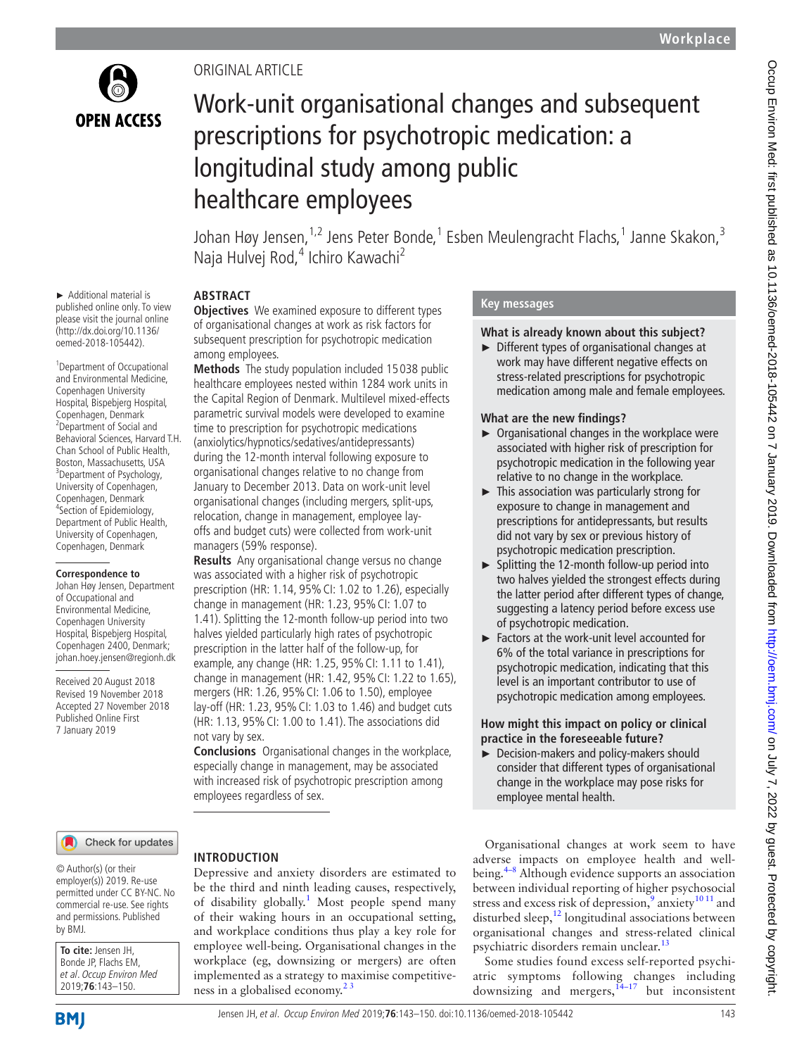ORIGINAL ARTICLE

# Work-unit organisational changes and subsequent prescriptions for psychotropic medication: a longitudinal study among public healthcare employees

Johan Høy Jensen,[1,2] Jens Peter Bonde,[1] Esben Meulengracht Flachs,[1] Janne Skakon,[3] Naja Hulvej Rod,[4] Ichiro Kawachi[2]

► Additional material is published online only. To view please visit the journal online (http://dx.doi.org/10.1136/oemed-2018-105442).

[1]Department of Occupational and Environmental Medicine, Copenhagen University Hospital, Bispebjerg Hospital, Copenhagen, Denmark
[2]Department of Social and Behavioral Sciences, Harvard T.H. Chan School of Public Health, Boston, Massachusetts, USA
[3]Department of Psychology, University of Copenhagen, Copenhagen, Denmark
[4]Section of Epidemiology, Department of Public Health, University of Copenhagen, Copenhagen, Denmark

**Correspondence to**
Johan Høy Jensen, Department of Occupational and Environmental Medicine, Copenhagen University Hospital, Bispebjerg Hospital, Copenhagen 2400, Denmark; johan.hoey.jensen@regionh.dk

Received 20 August 2018
Revised 19 November 2018
Accepted 27 November 2018
Published Online First 7 January 2019

© Author(s) (or their employer(s)) 2019. Re-use permitted under CC BY-NC. No commercial re-use. See rights and permissions. Published by BMJ.

**To cite:** Jensen JH, Bonde JP, Flachs EM, *et al*. *Occup Environ Med* 2019;**76**:143–150.

## ABSTRACT

**Objectives** We examined exposure to different types of organisational changes at work as risk factors for subsequent prescription for psychotropic medication among employees.

**Methods** The study population included 15 038 public healthcare employees nested within 1284 work units in the Capital Region of Denmark. Multilevel mixed-effects parametric survival models were developed to examine time to prescription for psychotropic medications (anxiolytics/hypnotics/sedatives/antidepressants) during the 12-month interval following exposure to organisational changes relative to no change from January to December 2013. Data on work-unit level organisational changes (including mergers, split-ups, relocation, change in management, employee lay-offs and budget cuts) were collected from work-unit managers (59% response).

**Results** Any organisational change versus no change was associated with a higher risk of psychotropic prescription (HR: 1.14, 95% CI: 1.02 to 1.26), especially change in management (HR: 1.23, 95% CI: 1.07 to 1.41). Splitting the 12-month follow-up period into two halves yielded particularly high rates of psychotropic prescription in the latter half of the follow-up, for example, any change (HR: 1.25, 95% CI: 1.11 to 1.41), change in management (HR: 1.42, 95% CI: 1.22 to 1.65), mergers (HR: 1.26, 95% CI: 1.06 to 1.50), employee lay-off (HR: 1.23, 95% CI: 1.03 to 1.46) and budget cuts (HR: 1.13, 95% CI: 1.00 to 1.41). The associations did not vary by sex.

**Conclusions** Organisational changes in the workplace, especially change in management, may be associated with increased risk of psychotropic prescription among employees regardless of sex.

## Key messages

**What is already known about this subject?**

- Different types of organisational changes at work may have different negative effects on stress-related prescriptions for psychotropic medication among male and female employees.

**What are the new findings?**

- Organisational changes in the workplace were associated with higher risk of prescription for psychotropic medication in the following year relative to no change in the workplace.
- This association was particularly strong for exposure to change in management and prescriptions for antidepressants, but results did not vary by sex or previous history of psychotropic medication prescription.
- Splitting the 12-month follow-up period into two halves yielded the strongest effects during the latter period after different types of change, suggesting a latency period before excess use of psychotropic medication.
- Factors at the work-unit level accounted for 6% of the total variance in prescriptions for psychotropic medication, indicating that this level is an important contributor to use of psychotropic medication among employees.

**How might this impact on policy or clinical practice in the foreseeable future?**

- Decision-makers and policy-makers should consider that different types of organisational change in the workplace may pose risks for employee mental health.

## INTRODUCTION

Depressive and anxiety disorders are estimated to be the third and ninth leading causes, respectively, of disability globally.[1] Most people spend many of their waking hours in an occupational setting, and workplace conditions thus play a key role for employee well-being. Organisational changes in the workplace (eg, downsizing or mergers) are often implemented as a strategy to maximise competitiveness in a globalised economy.[2,3]

Organisational changes at work seem to have adverse impacts on employee health and well-being.[4–8] Although evidence supports an association between individual reporting of higher psychosocial stress and excess risk of depression,[9] anxiety[10,11] and disturbed sleep,[12] longitudinal associations between organisational changes and stress-related clinical psychiatric disorders remain unclear.[13]

Some studies found excess self-reported psychiatric symptoms following changes including downsizing and mergers,[14–17] but inconsistent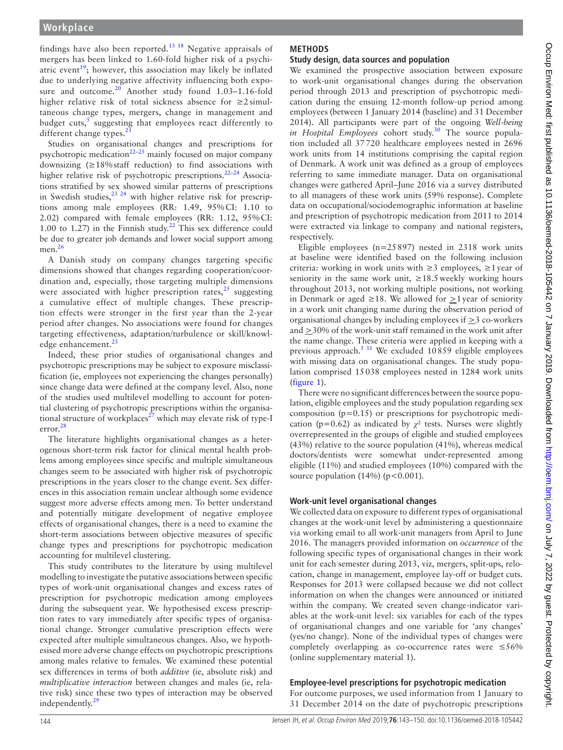findings have also been reported.[13 18] Negative appraisals of mergers has been linked to 1.60-fold higher risk of a psychiatric event[19]; however, this association may likely be inflated due to underlying negative affectivity influencing both exposure and outcome.[20] Another study found 1.03–1.16-fold higher relative risk of total sickness absence for ≥2 simultaneous change types, mergers, change in management and budget cuts,[5] suggesting that employees react differently to different change types.[21]

Studies on organisational changes and prescriptions for psychotropic medication[22–25] mainly focused on major company downsizing (≥18% staff reduction) to find associations with higher relative risk of psychotropic prescriptions.[22–24] Associations stratified by sex showed similar patterns of prescriptions in Swedish studies,[23 24] with higher relative risk for prescriptions among male employees (RR: 1.49, 95% CI: 1.10 to 2.02) compared with female employees (RR: 1.12, 95% CI: 1.00 to 1.27) in the Finnish study.[22] This sex difference could be due to greater job demands and lower social support among men.[26]

A Danish study on company changes targeting specific dimensions showed that changes regarding cooperation/coordination and, especially, those targeting multiple dimensions were associated with higher prescription rates,[25] suggesting a cumulative effect of multiple changes. These prescription effects were stronger in the first year than the 2-year period after changes. No associations were found for changes targeting effectiveness, adaptation/turbulence or skill/knowledge enhancement.[25]

Indeed, these prior studies of organisational changes and psychotropic prescriptions may be subject to exposure misclassification (ie, employees not experiencing the changes personally) since change data were defined at the company level. Also, none of the studies used multilevel modelling to account for potential clustering of psychotropic prescriptions within the organisational structure of workplaces[27] which may elevate risk of type-I error.[28]

The literature highlights organisational changes as a heterogeneous short-term risk factor for clinical mental health problems among employees since specific and multiple simultaneous changes seem to be associated with higher risk of psychotropic prescriptions in the years closer to the change event. Sex differences in this association remain unclear although some evidence suggest more adverse effects among men. To better understand and potentially mitigate development of negative employee effects of organisational changes, there is a need to examine the short-term associations between objective measures of specific change types and prescriptions for psychotropic medication accounting for multilevel clustering.

This study contributes to the literature by using multilevel modelling to investigate the putative associations between specific types of work-unit organisational changes and excess rates of prescription for psychotropic medication among employees during the subsequent year. We hypothesised excess prescription rates to vary immediately after specific types of organisational change. Stronger cumulative prescription effects were expected after multiple simultaneous changes. Also, we hypothesised more adverse change effects on psychotropic prescriptions among males relative to females. We examined these potential sex differences in terms of both *additive* (ie, absolute risk) and *multiplicative interaction* between changes and males (ie, relative risk) since these two types of interaction may be observed independently.[29]

## METHODS

### Study design, data sources and population

We examined the prospective association between exposure to work-unit organisational changes during the observation period through 2013 and prescription of psychotropic medication during the ensuing 12-month follow-up period among employees (between 1 January 2014 (baseline) and 31 December 2014). All participants were part of the ongoing *Well-being in Hospital Employees* cohort study.[30] The source population included all 37 720 healthcare employees nested in 2696 work units from 14 institutions comprising the capital region of Denmark. A work unit was defined as a group of employees referring to same immediate manager. Data on organisational changes were gathered April–June 2016 via a survey distributed to all managers of these work units (59% response). Complete data on occupational/sociodemographic information at baseline and prescription of psychotropic medication from 2011 to 2014 were extracted via linkage to company and national registers, respectively.

Eligible employees (n=25 897) nested in 2318 work units at baseline were identified based on the following inclusion criteria: working in work units with ≥3 employees, ≥1 year of seniority in the same work unit, ≥18.5 weekly working hours throughout 2013, not working multiple positions, not working in Denmark or aged ≥18. We allowed for ≥1 year of seniority in a work unit changing name during the observation period of organisational changes by including employees if ≥3 co-workers and ≥30% of the work-unit staff remained in the work unit after the name change. These criteria were applied in keeping with a previous approach.[5 31] We excluded 10 859 eligible employees with missing data on organisational changes. The study population comprised 15 038 employees nested in 1284 work units (figure 1).

There were no significant differences between the source population, eligible employees and the study population regarding sex composition (p=0.15) or prescriptions for psychotropic medication (p=0.62) as indicated by $\chi^2$ tests. Nurses were slightly overrepresented in the groups of eligible and studied employees (43%) relative to the source population (41%), whereas medical doctors/dentists were somewhat under-represented among eligible (11%) and studied employees (10%) compared with the source population (14%) (p<0.001).

### Work-unit level organisational changes

We collected data on exposure to different types of organisational changes at the work-unit level by administering a questionnaire via working email to all work-unit managers from April to June 2016. The managers provided information on *occurrence* of the following specific types of organisational changes in their work unit for each semester during 2013, viz, mergers, split-ups, relocation, change in management, employee lay-off or budget cuts. Responses for 2013 were collapsed because we did not collect information on when the changes were announced or initiated within the company. We created seven change-indicator variables at the work-unit level: six variables for each of the types of organisational changes and one variable for 'any changes' (yes/no change). None of the individual types of changes were completely overlapping as co-occurrence rates were ≤56% (online supplementary material 1).

### Employee-level prescriptions for psychotropic medication

For outcome purposes, we used information from 1 January to 31 December 2014 on the date of psychotropic prescriptions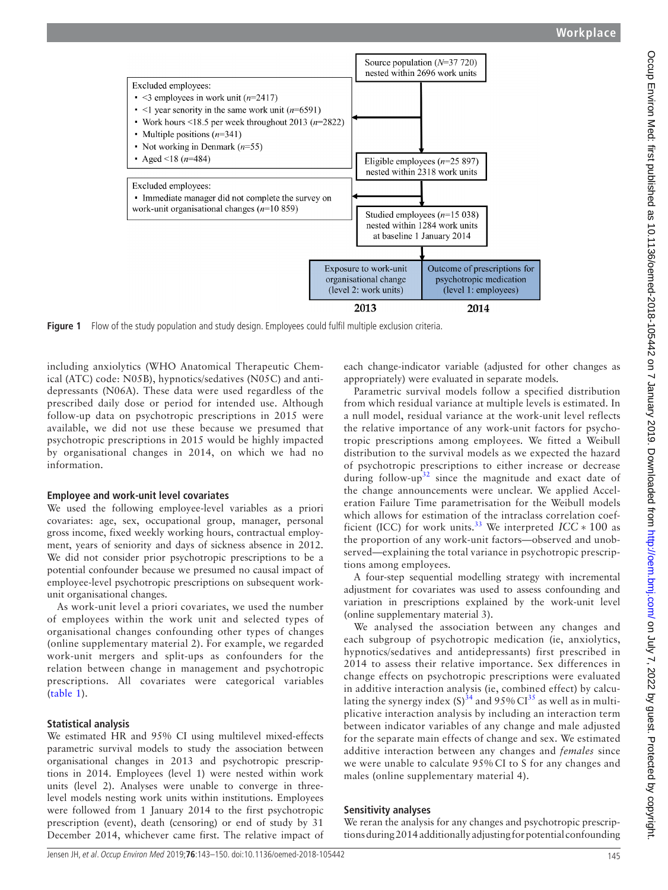Source population (*N*=37 720) nested within 2696 work units

Excluded employees:
- <3 employees in work unit (*n*=2417)
- <1 year seniority in the same work unit (*n*=6591)
- Work hours <18.5 per week throughout 2013 (*n*=2822)
- Multiple positions (*n*=341)
- Not working in Denmark (*n*=55)
- Aged <18 (*n*=484)

Eligible employees (*n*=25 897) nested within 2318 work units

Excluded employees:
- Immediate manager did not complete the survey on work-unit organisational changes (*n*=10 859)

Studied employees (*n*=15 038) nested within 1284 work units at baseline 1 January 2014

| Exposure to work-unit organisational change (level 2: work units) | Outcome of prescriptions for psychotropic medication (level 1: employees) |
|---|---|
| 2013 | 2014 |

**Figure 1** Flow of the study population and study design. Employees could fulfil multiple exclusion criteria.

including anxiolytics (WHO Anatomical Therapeutic Chemical (ATC) code: N05B), hypnotics/sedatives (N05C) and antidepressants (N06A). These data were used regardless of the prescribed daily dose or period for intended use. Although follow-up data on psychotropic prescriptions in 2015 were available, we did not use these because we presumed that psychotropic prescriptions in 2015 would be highly impacted by organisational changes in 2014, on which we had no information.

### Employee and work-unit level covariates

We used the following employee-level variables as a priori covariates: age, sex, occupational group, manager, personal gross income, fixed weekly working hours, contractual employment, years of seniority and days of sickness absence in 2012. We did not consider prior psychotropic prescriptions to be a potential confounder because we presumed no causal impact of employee-level psychotropic prescriptions on subsequent work-unit organisational changes.

As work-unit level a priori covariates, we used the number of employees within the work unit and selected types of organisational changes confounding other types of changes (online supplementary material 2). For example, we regarded work-unit mergers and split-ups as confounders for the relation between change in management and psychotropic prescriptions. All covariates were categorical variables (table 1).

### Statistical analysis

We estimated HR and 95% CI using multilevel mixed-effects parametric survival models to study the association between organisational changes in 2013 and psychotropic prescriptions in 2014. Employees (level 1) were nested within work units (level 2). Analyses were unable to converge in three-level models nesting work units within institutions. Employees were followed from 1 January 2014 to the first psychotropic prescription (event), death (censoring) or end of study by 31 December 2014, whichever came first. The relative impact of each change-indicator variable (adjusted for other changes as appropriately) were evaluated in separate models.

Parametric survival models follow a specified distribution from which residual variance at multiple levels is estimated. In a null model, residual variance at the work-unit level reflects the relative importance of any work-unit factors for psychotropic prescriptions among employees. We fitted a Weibull distribution to the survival models as we expected the hazard of psychotropic prescriptions to either increase or decrease during follow-up[32] since the magnitude and exact date of the change announcements were unclear. We applied Acceleration Failure Time parametrisation for the Weibull models which allows for estimation of the intraclass correlation coefficient (ICC) for work units.[33] We interpreted $ICC * 100$ as the proportion of any work-unit factors—observed and unobserved—explaining the total variance in psychotropic prescriptions among employees.

A four-step sequential modelling strategy with incremental adjustment for covariates was used to assess confounding and variation in prescriptions explained by the work-unit level (online supplementary material 3).

We analysed the association between any changes and each subgroup of psychotropic medication (ie, anxiolytics, hypnotics/sedatives and antidepressants) first prescribed in 2014 to assess their relative importance. Sex differences in change effects on psychotropic prescriptions were evaluated in additive interaction analysis (ie, combined effect) by calculating the synergy index (S)[34] and 95% CI[35] as well as in multiplicative interaction analysis by including an interaction term between indicator variables of any change and male adjusted for the separate main effects of change and sex. We estimated additive interaction between any changes and *females* since we were unable to calculate 95% CI to S for any changes and males (online supplementary material 4).

### Sensitivity analyses

We reran the analysis for any changes and psychotropic prescriptions during 2014 additionally adjusting for potential confounding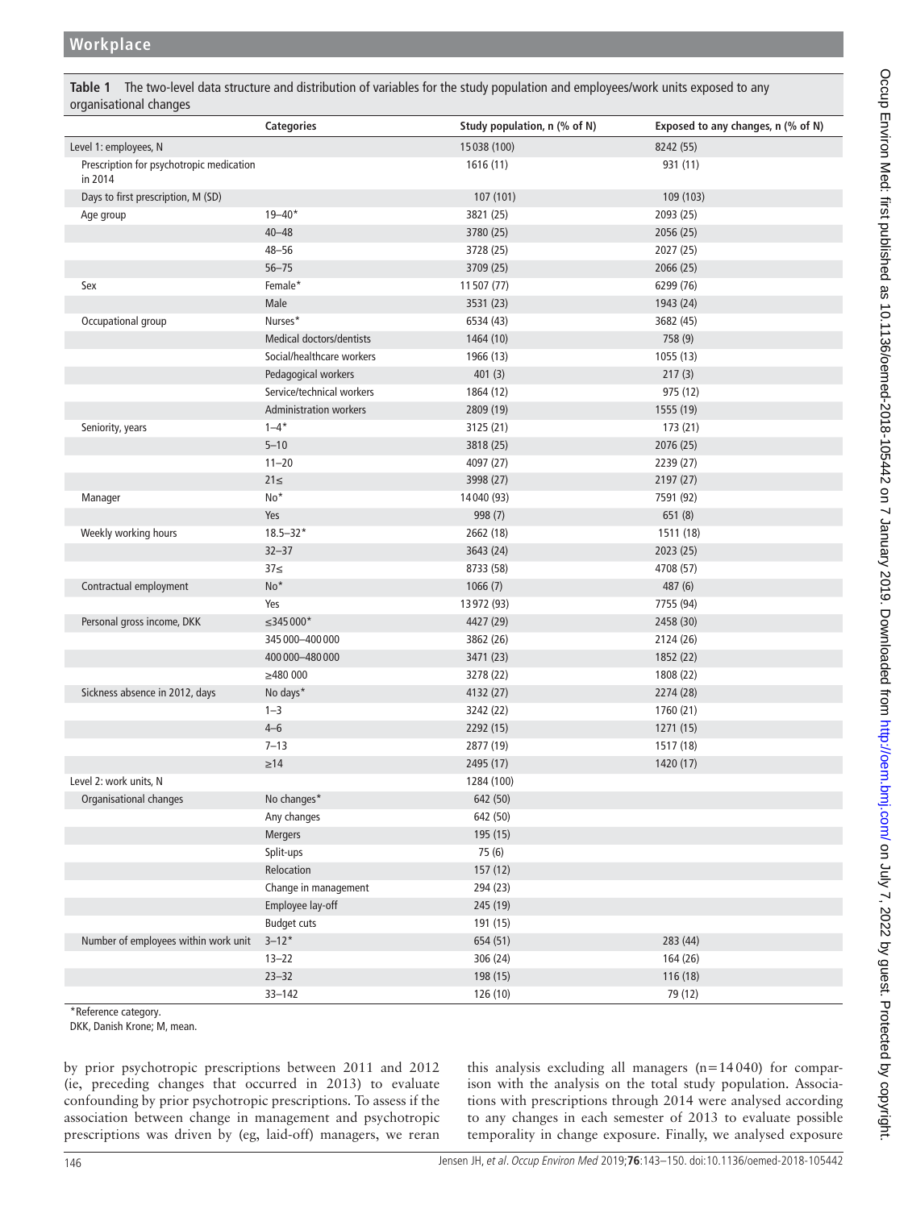**Table 1** The two-level data structure and distribution of variables for the study population and employees/work units exposed to any organisational changes

| | Categories | Study population, n (% of N) | Exposed to any changes, n (% of N) |
|---|---|---|---|
| Level 1: employees, N | | 15 038 (100) | 8242 (55) |
| Prescription for psychotropic medication in 2014 | | 1616 (11) | 931 (11) |
| Days to first prescription, M (SD) | | 107 (101) | 109 (103) |
| Age group | 19–40* | 3821 (25) | 2093 (25) |
| | 40–48 | 3780 (25) | 2056 (25) |
| | 48–56 | 3728 (25) | 2027 (25) |
| | 56–75 | 3709 (25) | 2066 (25) |
| Sex | Female* | 11 507 (77) | 6299 (76) |
| | Male | 3531 (23) | 1943 (24) |
| Occupational group | Nurses* | 6534 (43) | 3682 (45) |
| | Medical doctors/dentists | 1464 (10) | 758 (9) |
| | Social/healthcare workers | 1966 (13) | 1055 (13) |
| | Pedagogical workers | 401 (3) | 217 (3) |
| | Service/technical workers | 1864 (12) | 975 (12) |
| | Administration workers | 2809 (19) | 1555 (19) |
| Seniority, years | 1–4* | 3125 (21) | 173 (21) |
| | 5–10 | 3818 (25) | 2076 (25) |
| | 11–20 | 4097 (27) | 2239 (27) |
| | 21≤ | 3998 (27) | 2197 (27) |
| Manager | No* | 14 040 (93) | 7591 (92) |
| | Yes | 998 (7) | 651 (8) |
| Weekly working hours | 18.5–32* | 2662 (18) | 1511 (18) |
| | 32–37 | 3643 (24) | 2023 (25) |
| | 37≤ | 8733 (58) | 4708 (57) |
| Contractual employment | No* | 1066 (7) | 487 (6) |
| | Yes | 13 972 (93) | 7755 (94) |
| Personal gross income, DKK | ≤345 000* | 4427 (29) | 2458 (30) |
| | 345 000–400 000 | 3862 (26) | 2124 (26) |
| | 400 000–480 000 | 3471 (23) | 1852 (22) |
| | ≥480 000 | 3278 (22) | 1808 (22) |
| Sickness absence in 2012, days | No days* | 4132 (27) | 2274 (28) |
| | 1–3 | 3242 (22) | 1760 (21) |
| | 4–6 | 2292 (15) | 1271 (15) |
| | 7–13 | 2877 (19) | 1517 (18) |
| | ≥14 | 2495 (17) | 1420 (17) |
| Level 2: work units, N | | 1284 (100) | |
| Organisational changes | No changes* | 642 (50) | |
| | Any changes | 642 (50) | |
| | Mergers | 195 (15) | |
| | Split-ups | 75 (6) | |
| | Relocation | 157 (12) | |
| | Change in management | 294 (23) | |
| | Employee lay-off | 245 (19) | |
| | Budget cuts | 191 (15) | |
| Number of employees within work unit | 3–12* | 654 (51) | 283 (44) |
| | 13–22 | 306 (24) | 164 (26) |
| | 23–32 | 198 (15) | 116 (18) |
| | 33–142 | 126 (10) | 79 (12) |

*Reference category.

DKK, Danish Krone; M, mean.

by prior psychotropic prescriptions between 2011 and 2012 (ie, preceding changes that occurred in 2013) to evaluate confounding by prior psychotropic prescriptions. To assess if the association between change in management and psychotropic prescriptions was driven by (eg, laid-off) managers, we reran this analysis excluding all managers (n=14 040) for comparison with the analysis on the total study population. Associations with prescriptions through 2014 were analysed according to any changes in each semester of 2013 to evaluate possible temporality in change exposure. Finally, we analysed exposure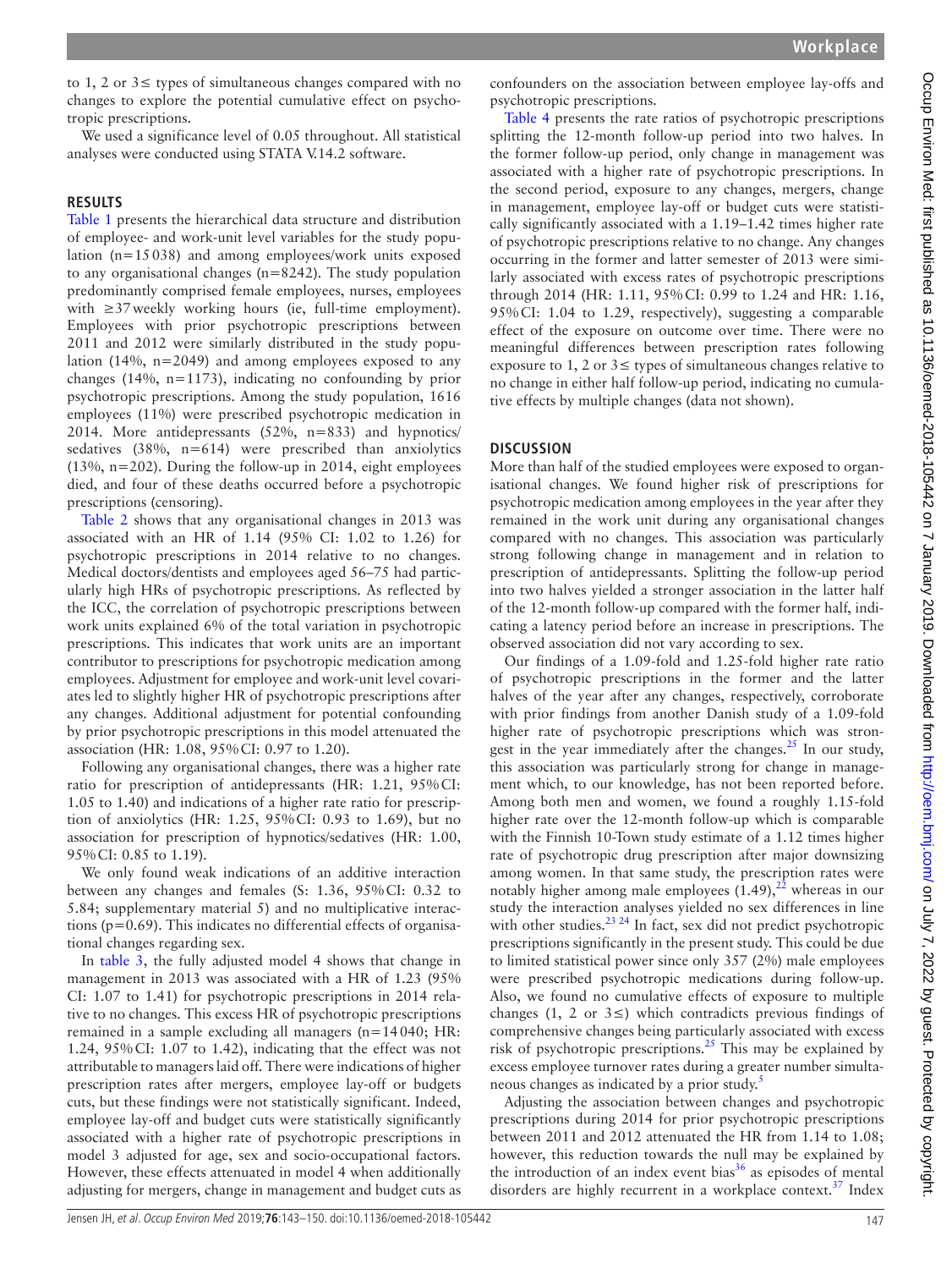to 1, 2 or 3≤ types of simultaneous changes compared with no changes to explore the potential cumulative effect on psychotropic prescriptions.

We used a significance level of 0.05 throughout. All statistical analyses were conducted using STATA V.14.2 software.

## Results

Table 1 presents the hierarchical data structure and distribution of employee- and work-unit level variables for the study population (n=15 038) and among employees/work units exposed to any organisational changes (n=8242). The study population predominantly comprised female employees, nurses, employees with ≥37 weekly working hours (ie, full-time employment). Employees with prior psychotropic prescriptions between 2011 and 2012 were similarly distributed in the study population (14%, n=2049) and among employees exposed to any changes (14%, n=1173), indicating no confounding by prior psychotropic prescriptions. Among the study population, 1616 employees (11%) were prescribed psychotropic medication in 2014. More antidepressants (52%, n=833) and hypnotics/sedatives (38%, n=614) were prescribed than anxiolytics (13%, n=202). During the follow-up in 2014, eight employees died, and four of these deaths occurred before a psychotropic prescriptions (censoring).

Table 2 shows that any organisational changes in 2013 was associated with an HR of 1.14 (95% CI: 1.02 to 1.26) for psychotropic prescriptions in 2014 relative to no changes. Medical doctors/dentists and employees aged 56–75 had particularly high HRs of psychotropic prescriptions. As reflected by the ICC, the correlation of psychotropic prescriptions between work units explained 6% of the total variation in psychotropic prescriptions. This indicates that work units are an important contributor to prescriptions for psychotropic medication among employees. Adjustment for employee and work-unit level covariates led to slightly higher HR of psychotropic prescriptions after any changes. Additional adjustment for potential confounding by prior psychotropic prescriptions in this model attenuated the association (HR: 1.08, 95% CI: 0.97 to 1.20).

Following any organisational changes, there was a higher rate ratio for prescription of antidepressants (HR: 1.21, 95% CI: 1.05 to 1.40) and indications of a higher rate ratio for prescription of anxiolytics (HR: 1.25, 95% CI: 0.93 to 1.69), but no association for prescription of hypnotics/sedatives (HR: 1.00, 95% CI: 0.85 to 1.19).

We only found weak indications of an additive interaction between any changes and females (S: 1.36, 95% CI: 0.32 to 5.84; supplementary material 5) and no multiplicative interactions (p=0.69). This indicates no differential effects of organisational changes regarding sex.

In table 3, the fully adjusted model 4 shows that change in management in 2013 was associated with a HR of 1.23 (95% CI: 1.07 to 1.41) for psychotropic prescriptions in 2014 relative to no changes. This excess HR of psychotropic prescriptions remained in a sample excluding all managers (n=14 040; HR: 1.24, 95% CI: 1.07 to 1.42), indicating that the effect was not attributable to managers laid off. There were indications of higher prescription rates after mergers, employee lay-off or budgets cuts, but these findings were not statistically significant. Indeed, employee lay-off and budget cuts were statistically significantly associated with a higher rate of psychotropic prescriptions in model 3 adjusted for age, sex and socio-occupational factors. However, these effects attenuated in model 4 when additionally adjusting for mergers, change in management and budget cuts as confounders on the association between employee lay-offs and psychotropic prescriptions.

Table 4 presents the rate ratios of psychotropic prescriptions splitting the 12-month follow-up period into two halves. In the former follow-up period, only change in management was associated with a higher rate of psychotropic prescriptions. In the second period, exposure to any changes, mergers, change in management, employee lay-off or budget cuts were statistically significantly associated with a 1.19–1.42 times higher rate of psychotropic prescriptions relative to no change. Any changes occurring in the former and latter semester of 2013 were similarly associated with excess rates of psychotropic prescriptions through 2014 (HR: 1.11, 95% CI: 0.99 to 1.24 and HR: 1.16, 95% CI: 1.04 to 1.29, respectively), suggesting a comparable effect of the exposure on outcome over time. There were no meaningful differences between prescription rates following exposure to 1, 2 or 3≤ types of simultaneous changes relative to no change in either half follow-up period, indicating no cumulative effects by multiple changes (data not shown).

## Discussion

More than half of the studied employees were exposed to organisational changes. We found higher risk of prescriptions for psychotropic medication among employees in the year after they remained in the work unit during any organisational changes compared with no changes. This association was particularly strong following change in management and in relation to prescription of antidepressants. Splitting the follow-up period into two halves yielded a stronger association in the latter half of the 12-month follow-up compared with the former half, indicating a latency period before an increase in prescriptions. The observed association did not vary according to sex.

Our findings of a 1.09-fold and 1.25-fold higher rate ratio of psychotropic prescriptions in the former and the latter halves of the year after any changes, respectively, corroborate with prior findings from another Danish study of a 1.09-fold higher rate of psychotropic prescriptions which was strongest in the year immediately after the changes.[25] In our study, this association was particularly strong for change in management which, to our knowledge, has not been reported before. Among both men and women, we found a roughly 1.15-fold higher rate over the 12-month follow-up which is comparable with the Finnish 10-Town study estimate of a 1.12 times higher rate of psychotropic drug prescription after major downsizing among women. In that same study, the prescription rates were notably higher among male employees (1.49),[22] whereas in our study the interaction analyses yielded no sex differences in line with other studies.[23 24] In fact, sex did not predict psychotropic prescriptions significantly in the present study. This could be due to limited statistical power since only 357 (2%) male employees were prescribed psychotropic medications during follow-up. Also, we found no cumulative effects of exposure to multiple changes (1, 2 or 3≤) which contradicts previous findings of comprehensive changes being particularly associated with excess risk of psychotropic prescriptions.[25] This may be explained by excess employee turnover rates during a greater number simultaneous changes as indicated by a prior study.[5]

Adjusting the association between changes and psychotropic prescriptions during 2014 for prior psychotropic prescriptions between 2011 and 2012 attenuated the HR from 1.14 to 1.08; however, this reduction towards the null may be explained by the introduction of an index event bias[36] as episodes of mental disorders are highly recurrent in a workplace context.[37] Index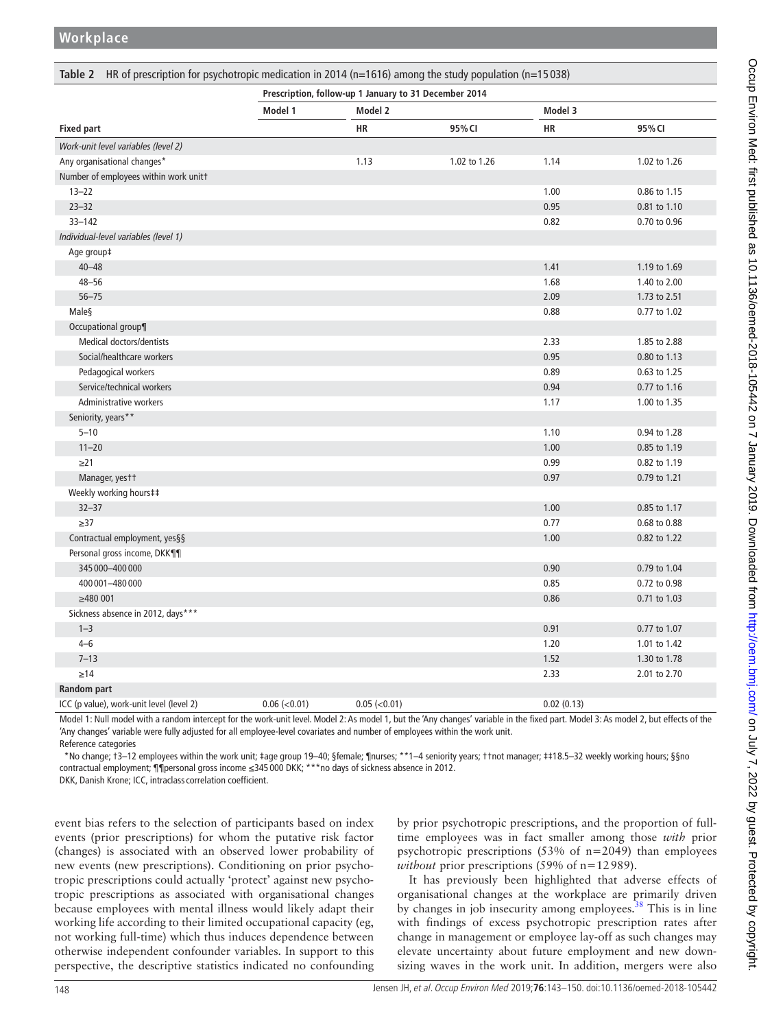**Table 2** HR of prescription for psychotropic medication in 2014 (n=1616) among the study population (n=15 038)

| | Prescription, follow-up 1 January to 31 December 2014 | | | | |
|---|---|---|---|---|---|
| | Model 1 | Model 2 | | Model 3 | |
| **Fixed part** | | HR | 95% CI | HR | 95% CI |
| *Work-unit level variables (level 2)* | | | | | |
| Any organisational changes* | | 1.13 | 1.02 to 1.26 | 1.14 | 1.02 to 1.26 |
| Number of employees within work unit† | | | | | |
| 13–22 | | | | 1.00 | 0.86 to 1.15 |
| 23–32 | | | | 0.95 | 0.81 to 1.10 |
| 33–142 | | | | 0.82 | 0.70 to 0.96 |
| *Individual-level variables (level 1)* | | | | | |
| Age group‡ | | | | | |
| 40–48 | | | | 1.41 | 1.19 to 1.69 |
| 48–56 | | | | 1.68 | 1.40 to 2.00 |
| 56–75 | | | | 2.09 | 1.73 to 2.51 |
| Male§ | | | | 0.88 | 0.77 to 1.02 |
| Occupational group¶ | | | | | |
| Medical doctors/dentists | | | | 2.33 | 1.85 to 2.88 |
| Social/healthcare workers | | | | 0.95 | 0.80 to 1.13 |
| Pedagogical workers | | | | 0.89 | 0.63 to 1.25 |
| Service/technical workers | | | | 0.94 | 0.77 to 1.16 |
| Administrative workers | | | | 1.17 | 1.00 to 1.35 |
| Seniority, years** | | | | | |
| 5–10 | | | | 1.10 | 0.94 to 1.28 |
| 11–20 | | | | 1.00 | 0.85 to 1.19 |
| ≥21 | | | | 0.99 | 0.82 to 1.19 |
| Manager, yes†† | | | | 0.97 | 0.79 to 1.21 |
| Weekly working hours‡‡ | | | | | |
| 32–37 | | | | 1.00 | 0.85 to 1.17 |
| ≥37 | | | | 0.77 | 0.68 to 0.88 |
| Contractual employment, yes§§ | | | | 1.00 | 0.82 to 1.22 |
| Personal gross income, DKK¶¶ | | | | | |
| 345 000–400 000 | | | | 0.90 | 0.79 to 1.04 |
| 400 001–480 000 | | | | 0.85 | 0.72 to 0.98 |
| ≥480 001 | | | | 0.86 | 0.71 to 1.03 |
| Sickness absence in 2012, days*** | | | | | |
| 1–3 | | | | 0.91 | 0.77 to 1.07 |
| 4–6 | | | | 1.20 | 1.01 to 1.42 |
| 7–13 | | | | 1.52 | 1.30 to 1.78 |
| ≥14 | | | | 2.33 | 2.01 to 2.70 |
| **Random part** | | | | | |
| ICC (p value), work-unit level (level 2) | 0.06 (<0.01) | 0.05 (<0.01) | | 0.02 (0.13) | |

Model 1: Null model with a random intercept for the work-unit level. Model 2: As model 1, but the 'Any changes' variable in the fixed part. Model 3: As model 2, but effects of the 'Any changes' variable were fully adjusted for all employee-level covariates and number of employees within the work unit.

Reference categories

*No change; †3–12 employees within the work unit; ‡age group 19–40; §female; ¶nurses; **1–4 seniority years; ††not manager; ‡‡18.5–32 weekly working hours; §§no contractual employment; ¶¶personal gross income ≤345 000 DKK; ***no days of sickness absence in 2012.

DKK, Danish Krone; ICC, intraclass correlation coefficient.

event bias refers to the selection of participants based on index events (prior prescriptions) for whom the putative risk factor (changes) is associated with an observed lower probability of new events (new prescriptions). Conditioning on prior psychotropic prescriptions could actually 'protect' against new psychotropic prescriptions as associated with organisational changes because employees with mental illness would likely adapt their working life according to their limited occupational capacity (eg, not working full-time) which thus induces dependence between otherwise independent confounder variables. In support to this perspective, the descriptive statistics indicated no confounding by prior psychotropic prescriptions, and the proportion of full-time employees was in fact smaller among those *with* prior psychotropic prescriptions (53% of n=2049) than employees *without* prior prescriptions (59% of n=12 989).

It has previously been highlighted that adverse effects of organisational changes at the workplace are primarily driven by changes in job insecurity among employees.[38] This is in line with findings of excess psychotropic prescription rates after change in management or employee lay-off as such changes may elevate uncertainty about future employment and new downsizing waves in the work unit. In addition, mergers were also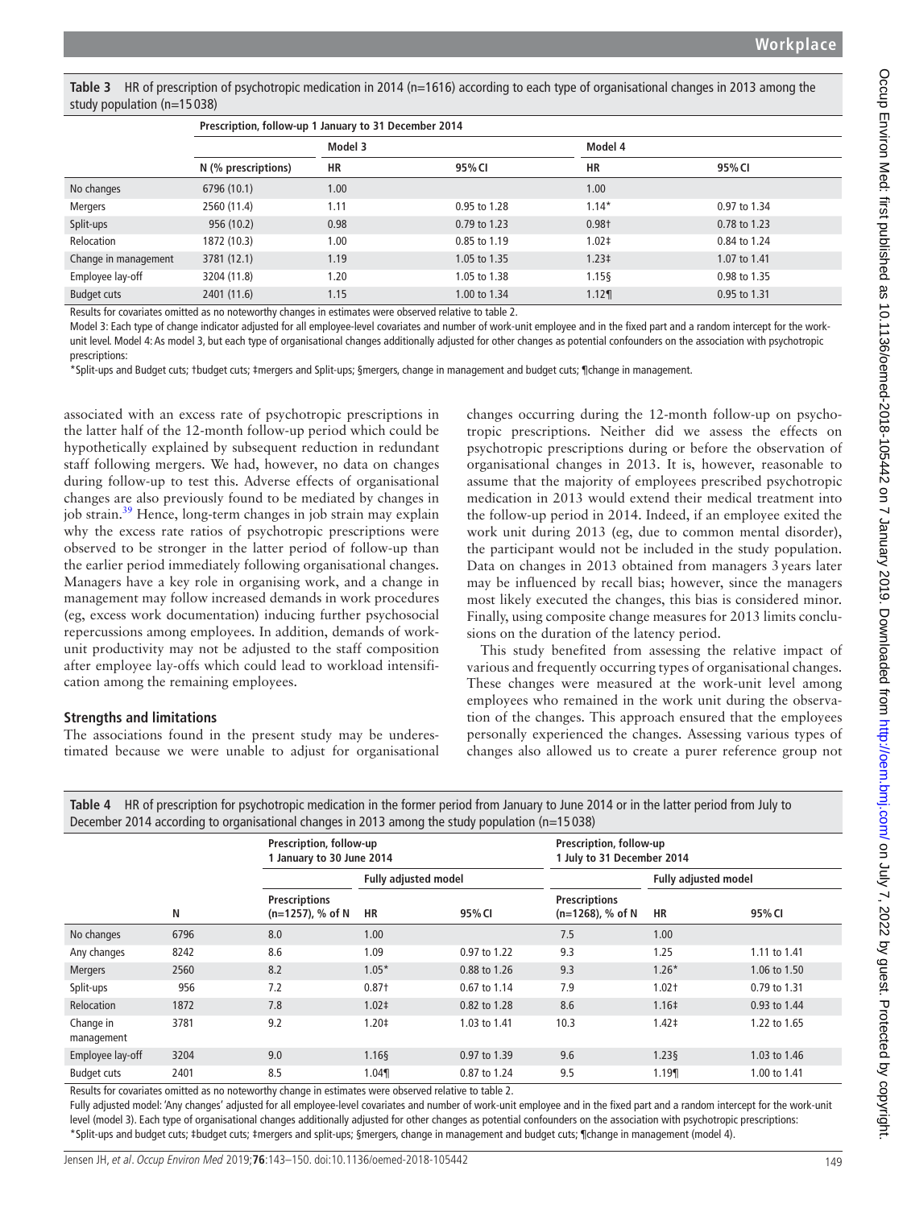**Table 3** HR of prescription of psychotropic medication in 2014 (n=1616) according to each type of organisational changes in 2013 among the study population (n=15 038)

| | Prescription, follow-up 1 January to 31 December 2014 | | | | |
|---|---|---|---|---|---|
| | | Model 3 | | Model 4 | |
| | N (% prescriptions) | HR | 95% CI | HR | 95% CI |
| No changes | 6796 (10.1) | 1.00 | | 1.00 | |
| Mergers | 2560 (11.4) | 1.11 | 0.95 to 1.28 | 1.14* | 0.97 to 1.34 |
| Split-ups | 956 (10.2) | 0.98 | 0.79 to 1.23 | 0.98† | 0.78 to 1.23 |
| Relocation | 1872 (10.3) | 1.00 | 0.85 to 1.19 | 1.02‡ | 0.84 to 1.24 |
| Change in management | 3781 (12.1) | 1.19 | 1.05 to 1.35 | 1.23‡ | 1.07 to 1.41 |
| Employee lay-off | 3204 (11.8) | 1.20 | 1.05 to 1.38 | 1.15§ | 0.98 to 1.35 |
| Budget cuts | 2401 (11.6) | 1.15 | 1.00 to 1.34 | 1.12¶ | 0.95 to 1.31 |

Results for covariates omitted as no noteworthy changes in estimates were observed relative to table 2.

Model 3: Each type of change indicator adjusted for all employee-level covariates and number of work-unit employee and in the fixed part and a random intercept for the work-unit level. Model 4: As model 3, but each type of organisational changes additionally adjusted for other changes as potential confounders on the association with psychotropic prescriptions:

*Split-ups and Budget cuts; †budget cuts; ‡mergers and Split-ups; §mergers, change in management and budget cuts; ¶change in management.

associated with an excess rate of psychotropic prescriptions in the latter half of the 12-month follow-up period which could be hypothetically explained by subsequent reduction in redundant staff following mergers. We had, however, no data on changes during follow-up to test this. Adverse effects of organisational changes are also previously found to be mediated by changes in job strain.[39] Hence, long-term changes in job strain may explain why the excess rate ratios of psychotropic prescriptions were observed to be stronger in the latter period of follow-up than the earlier period immediately following organisational changes. Managers have a key role in organising work, and a change in management may follow increased demands in work procedures (eg, excess work documentation) inducing further psychosocial repercussions among employees. In addition, demands of work-unit productivity may not be adjusted to the staff composition after employee lay-offs which could lead to workload intensification among the remaining employees.

### Strengths and limitations

The associations found in the present study may be underestimated because we were unable to adjust for organisational changes occurring during the 12-month follow-up on psychotropic prescriptions. Neither did we assess the effects on psychotropic prescriptions during or before the observation of organisational changes in 2013. It is, however, reasonable to assume that the majority of employees prescribed psychotropic medication in 2013 would extend their medical treatment into the follow-up period in 2014. Indeed, if an employee exited the work unit during 2013 (eg, due to common mental disorder), the participant would not be included in the study population. Data on changes in 2013 obtained from managers 3 years later may be influenced by recall bias; however, since the managers most likely executed the changes, this bias is considered minor. Finally, using composite change measures for 2013 limits conclusions on the duration of the latency period.

This study benefited from assessing the relative impact of various and frequently occurring types of organisational changes. These changes were measured at the work-unit level among employees who remained in the work unit during the observation of the changes. This approach ensured that the employees personally experienced the changes. Assessing various types of changes also allowed us to create a purer reference group not

**Table 4** HR of prescription for psychotropic medication in the former period from January to June 2014 or in the latter period from July to December 2014 according to organisational changes in 2013 among the study population (n=15 038)

| | | Prescription, follow-up 1 January to 30 June 2014 | | | Prescription, follow-up 1 July to 31 December 2014 | | |
|---|---|---|---|---|---|---|---|
| | | | Fully adjusted model | | | Fully adjusted model | |
| | N | Prescriptions (n=1257), % of N | HR | 95% CI | Prescriptions (n=1268), % of N | HR | 95% CI |
| No changes | 6796 | 8.0 | 1.00 | | 7.5 | 1.00 | |
| Any changes | 8242 | 8.6 | 1.09 | 0.97 to 1.22 | 9.3 | 1.25 | 1.11 to 1.41 |
| Mergers | 2560 | 8.2 | 1.05* | 0.88 to 1.26 | 9.3 | 1.26* | 1.06 to 1.50 |
| Split-ups | 956 | 7.2 | 0.87† | 0.67 to 1.14 | 7.9 | 1.02† | 0.79 to 1.31 |
| Relocation | 1872 | 7.8 | 1.02‡ | 0.82 to 1.28 | 8.6 | 1.16‡ | 0.93 to 1.44 |
| Change in management | 3781 | 9.2 | 1.20‡ | 1.03 to 1.41 | 10.3 | 1.42‡ | 1.22 to 1.65 |
| Employee lay-off | 3204 | 9.0 | 1.16§ | 0.97 to 1.39 | 9.6 | 1.23§ | 1.03 to 1.46 |
| Budget cuts | 2401 | 8.5 | 1.04¶ | 0.87 to 1.24 | 9.5 | 1.19¶ | 1.00 to 1.41 |

Results for covariates omitted as no noteworthy change in estimates were observed relative to table 2.

Fully adjusted model: 'Any changes' adjusted for all employee-level covariates and number of work-unit employee and in the fixed part and a random intercept for the work-unit level (model 3). Each type of organisational changes additionally adjusted for other changes as potential confounders on the association with psychotropic prescriptions:

*Split-ups and budget cuts; ‡budget cuts; ‡mergers and split-ups; §mergers, change in management and budget cuts; ¶change in management (model 4).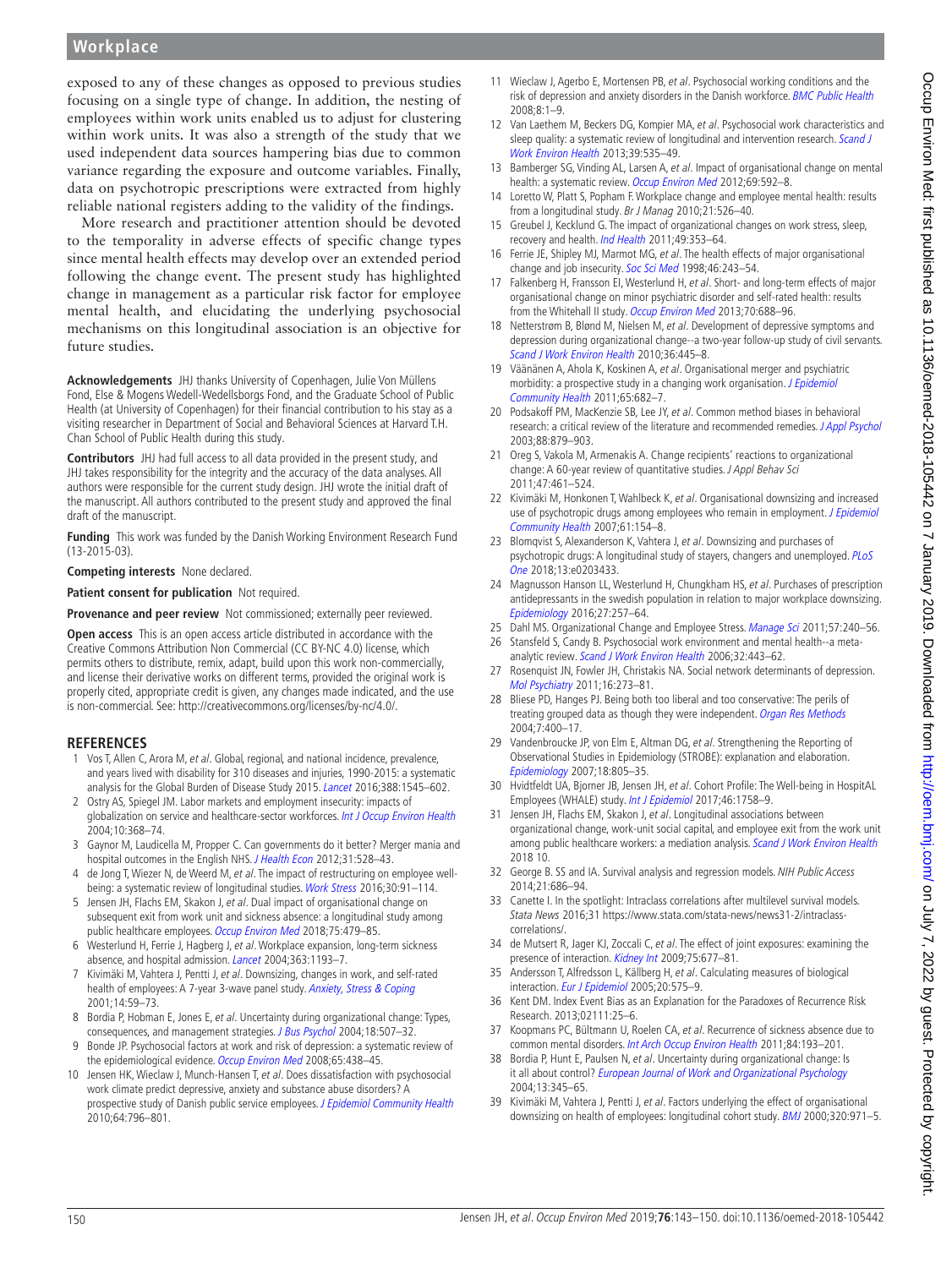exposed to any of these changes as opposed to previous studies focusing on a single type of change. In addition, the nesting of employees within work units enabled us to adjust for clustering within work units. It was also a strength of the study that we used independent data sources hampering bias due to common variance regarding the exposure and outcome variables. Finally, data on psychotropic prescriptions were extracted from highly reliable national registers adding to the validity of the findings.

More research and practitioner attention should be devoted to the temporality in adverse effects of specific change types since mental health effects may develop over an extended period following the change event. The present study has highlighted change in management as a particular risk factor for employee mental health, and elucidating the underlying psychosocial mechanisms on this longitudinal association is an objective for future studies.

**Acknowledgements** JHJ thanks University of Copenhagen, Julie Von Müllens Fond, Else & Mogens Wedell-Wedellsborgs Fond, and the Graduate School of Public Health (at University of Copenhagen) for their financial contribution to his stay as a visiting researcher in Department of Social and Behavioral Sciences at Harvard T.H. Chan School of Public Health during this study.

**Contributors** JHJ had full access to all data provided in the present study, and JHJ takes responsibility for the integrity and the accuracy of the data analyses. All authors were responsible for the current study design. JHJ wrote the initial draft of the manuscript. All authors contributed to the present study and approved the final draft of the manuscript.

**Funding** This work was funded by the Danish Working Environment Research Fund (13-2015-03).

**Competing interests** None declared.

**Patient consent for publication** Not required.

**Provenance and peer review** Not commissioned; externally peer reviewed.

**Open access** This is an open access article distributed in accordance with the Creative Commons Attribution Non Commercial (CC BY-NC 4.0) license, which permits others to distribute, remix, adapt, build upon this work non-commercially, and license their derivative works on different terms, provided the original work is properly cited, appropriate credit is given, any changes made indicated, and the use is non-commercial. See: http://creativecommons.org/licenses/by-nc/4.0/.

## REFERENCES

1. Vos T, Allen C, Arora M, *et al*. Global, regional, and national incidence, prevalence, and years lived with disability for 310 diseases and injuries, 1990-2015: a systematic analysis for the Global Burden of Disease Study 2015. *Lancet* 2016;388:1545–602.
2. Ostry AS, Spiegel JM. Labor markets and employment insecurity: impacts of globalization on service and healthcare-sector workforces. *Int J Occup Environ Health* 2004;10:368–74.
3. Gaynor M, Laudicella M, Propper C. Can governments do it better? Merger mania and hospital outcomes in the English NHS. *J Health Econ* 2012;31:528–43.
4. de Jong T, Wiezer N, de Weerd M, *et al*. The impact of restructuring on employee well-being: a systematic review of longitudinal studies. *Work Stress* 2016;30:91–114.
5. Jensen JH, Flachs EM, Skakon J, *et al*. Dual impact of organisational change on subsequent exit from work unit and sickness absence: a longitudinal study among public healthcare employees. *Occup Environ Med* 2018;75:479–85.
6. Westerlund H, Ferrie J, Hagberg J, *et al*. Workplace expansion, long-term sickness absence, and hospital admission. *Lancet* 2004;363:1193–7.
7. Kivimäki M, Vahtera J, Pentti J, *et al*. Downsizing, changes in work, and self-rated health of employees: A 7-year 3-wave panel study. *Anxiety, Stress & Coping* 2001;14:59–73.
8. Bordia P, Hobman E, Jones E, *et al*. Uncertainty during organizational change: Types, consequences, and management strategies. *J Bus Psychol* 2004;18:507–32.
9. Bonde JP. Psychosocial factors at work and risk of depression: a systematic review of the epidemiological evidence. *Occup Environ Med* 2008;65:438–45.
10. Jensen HK, Wieclaw J, Munch-Hansen T, *et al*. Does dissatisfaction with psychosocial work climate predict depressive, anxiety and substance abuse disorders? A prospective study of Danish public service employees. *J Epidemiol Community Health* 2010;64:796–801.
11. Wieclaw J, Agerbo E, Mortensen PB, *et al*. Psychosocial working conditions and the risk of depression and anxiety disorders in the Danish workforce. *BMC Public Health* 2008;8:1–9.
12. Van Laethem M, Beckers DG, Kompier MA, *et al*. Psychosocial work characteristics and sleep quality: a systematic review of longitudinal and intervention research. *Scand J Work Environ Health* 2013;39:535–49.
13. Bamberger SG, Vinding AL, Larsen A, *et al*. Impact of organisational change on mental health: a systematic review. *Occup Environ Med* 2012;69:592–8.
14. Loretto W, Platt S, Popham F. Workplace change and employee mental health: results from a longitudinal study. *Br J Manag* 2010;21:526–40.
15. Greubel J, Kecklund G. The impact of organizational changes on work stress, sleep, recovery and health. *Ind Health* 2011;49:353–64.
16. Ferrie JE, Shipley MJ, Marmot MG, *et al*. The health effects of major organisational change and job insecurity. *Soc Sci Med* 1998;46:243–54.
17. Falkenberg H, Fransson EI, Westerlund H, *et al*. Short- and long-term effects of major organisational change on minor psychiatric disorder and self-rated health: results from the Whitehall II study. *Occup Environ Med* 2013;70:688–96.
18. Netterstrøm B, Blønd M, Nielsen M, *et al*. Development of depressive symptoms and depression during organizational change--a two-year follow-up study of civil servants. *Scand J Work Environ Health* 2010;36:445–8.
19. Väänänen A, Ahola K, Koskinen A, *et al*. Organisational merger and psychiatric morbidity: a prospective study in a changing work organisation. *J Epidemiol Community Health* 2011;65:682–7.
20. Podsakoff PM, MacKenzie SB, Lee JY, *et al*. Common method biases in behavioral research: a critical review of the literature and recommended remedies. *J Appl Psychol* 2003;88:879–903.
21. Oreg S, Vakola M, Armenakis A. Change recipients' reactions to organizational change: A 60-year review of quantitative studies. *J Appl Behav Sci* 2011;47:461–524.
22. Kivimäki M, Honkonen T, Wahlbeck K, *et al*. Organisational downsizing and increased use of psychotropic drugs among employees who remain in employment. *J Epidemiol Community Health* 2007;61:154–8.
23. Blomqvist S, Alexanderson K, Vahtera J, *et al*. Downsizing and purchases of psychotropic drugs: A longitudinal study of stayers, changers and unemployed. *PLoS One* 2018;13:e0203433.
24. Magnusson Hanson LL, Westerlund H, Chungkham HS, *et al*. Purchases of prescription antidepressants in the swedish population in relation to major workplace downsizing. *Epidemiology* 2016;27:257–64.
25. Dahl MS. Organizational Change and Employee Stress. *Manage Sci* 2011;57:240–56.
26. Stansfeld S, Candy B. Psychosocial work environment and mental health--a meta-analytic review. *Scand J Work Environ Health* 2006;32:443–62.
27. Rosenquist JN, Fowler JH, Christakis NA. Social network determinants of depression. *Mol Psychiatry* 2011;16:273–81.
28. Bliese PD, Hanges PJ. Being both too liberal and too conservative: The perils of treating grouped data as though they were independent. *Organ Res Methods* 2004;7:400–17.
29. Vandenbroucke JP, von Elm E, Altman DG, *et al*. Strengthening the Reporting of Observational Studies in Epidemiology (STROBE): explanation and elaboration. *Epidemiology* 2007;18:805–35.
30. Hvidtfeldt UA, Bjorner JB, Jensen JH, *et al*. Cohort Profile: The Well-being in HospitAL Employees (WHALE) study. *Int J Epidemiol* 2017;46:1758–9.
31. Jensen JH, Flachs EM, Skakon J, *et al*. Longitudinal associations between organizational change, work-unit social capital, and employee exit from the work unit among public healthcare workers: a mediation analysis. *Scand J Work Environ Health* 2018 10.
32. George B. SS and IA. Survival analysis and regression models. *NIH Public Access* 2014;21:686–94.
33. Canette I. In the spotlight: Intraclass correlations after multilevel survival models. *Stata News* 2016;31 https://www.stata.com/stata-news/news31-2/intraclass-correlations/.
34. de Mutsert R, Jager KJ, Zoccali C, *et al*. The effect of joint exposures: examining the presence of interaction. *Kidney Int* 2009;75:677–81.
35. Andersson T, Alfredsson L, Källberg H, *et al*. Calculating measures of biological interaction. *Eur J Epidemiol* 2005;20:575–9.
36. Kent DM. Index Event Bias as an Explanation for the Paradoxes of Recurrence Risk Research. 2013;02111:25–6.
37. Koopmans PC, Bültmann U, Roelen CA, *et al*. Recurrence of sickness absence due to common mental disorders. *Int Arch Occup Environ Health* 2011;84:193–201.
38. Bordia P, Hunt E, Paulsen N, *et al*. Uncertainty during organizational change: Is it all about control? *European Journal of Work and Organizational Psychology* 2004;13:345–65.
39. Kivimäki M, Vahtera J, Pentti J, *et al*. Factors underlying the effect of organisational downsizing on health of employees: longitudinal cohort study. *BMJ* 2000;320:971–5.